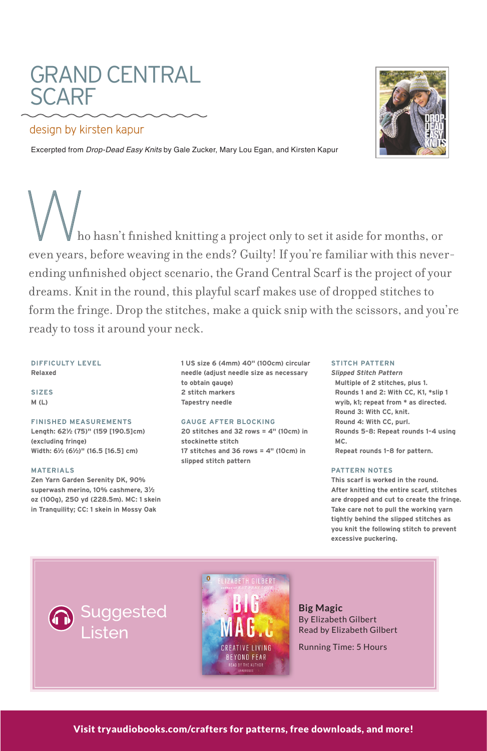# GRAND CENTRAL SCARF

design by kirsten kapur

Excerpted from *Drop-Dead Easy Knits* by Gale Zucker, Mary Lou Egan, and Kirsten Kapur

Who hasn't finished knitting a project only to set it aside for months, or even years, before weaving in the ends? Guilty! If you're familiar with this never-ending unfinished object scenario, the Grand Central Scarf is the project of your dreams. Knit in the round, this playful scarf makes use of dropped stitches to form the fringe. Drop the stitches, make a quick snip with the scissors, and you're ready to toss it around your neck.

**DIFFICULTY LEVEL**
Relaxed

**SIZES**
M (L)

**FINISHED MEASUREMENTS**
Length: 62½ (75)" (159 [190.5]cm) (excluding fringe)
Width: 6½ (6½)" (16.5 [16.5] cm)

**MATERIALS**
Zen Yarn Garden Serenity DK, 90% superwash merino, 10% cashmere, 3½ oz (100g), 250 yd (228.5m). MC: 1 skein in Tranquility; CC: 1 skein in Mossy Oak

1 US size 6 (4mm) 40" (100cm) circular needle (adjust needle size as necessary to obtain gauge)
2 stitch markers
Tapestry needle

**GAUGE AFTER BLOCKING**
20 stitches and 32 rows = 4" (10cm) in stockinette stitch
17 stitches and 36 rows = 4" (10cm) in slipped stitch pattern

**STITCH PATTERN**

***Slipped Stitch Pattern***
Multiple of 2 stitches, plus 1.
Rounds 1 and 2: With CC, K1, *slip 1 wyib, k1; repeat from * as directed.
Round 3: With CC, knit.
Round 4: With CC, purl.
Rounds 5–8: Repeat rounds 1–4 using MC.
Repeat rounds 1–8 for pattern.

**PATTERN NOTES**
This scarf is worked in the round.
After knitting the entire scarf, stitches are dropped and cut to create the fringe.
Take care not to pull the working yarn tightly behind the slipped stitches as you knit the following stitch to prevent excessive puckering.

Suggested Listen

**Big Magic**
By Elizabeth Gilbert
Read by Elizabeth Gilbert

Running Time: 5 Hours

**Visit tryaudiobooks.com/crafters for patterns, free downloads, and more!**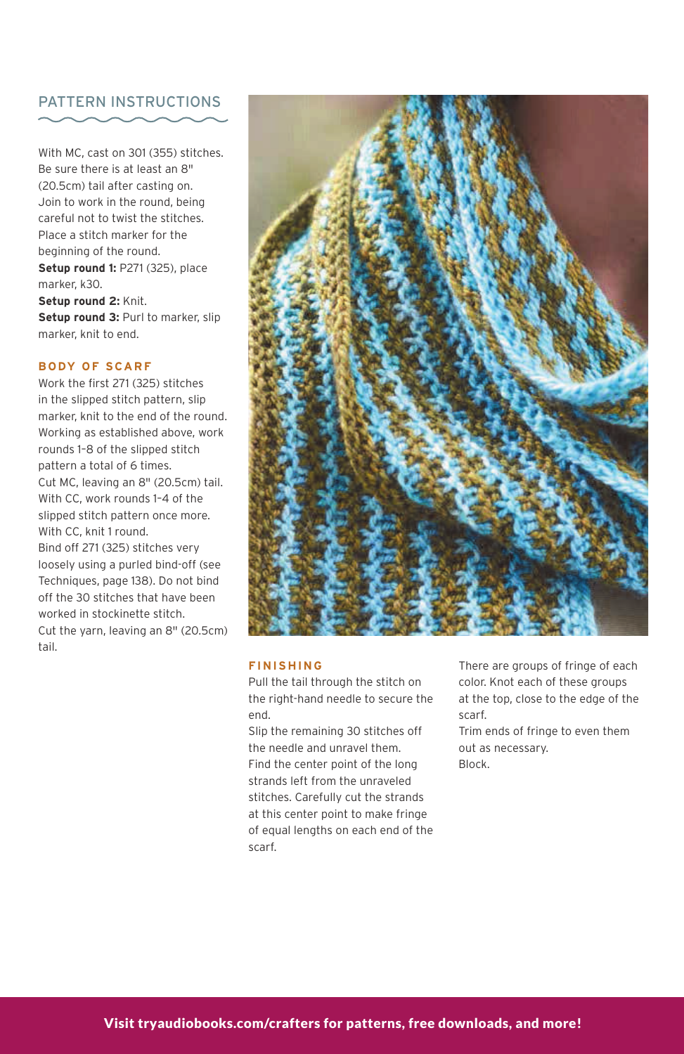## PATTERN INSTRUCTIONS

With MC, cast on 301 (355) stitches. Be sure there is at least an 8" (20.5cm) tail after casting on. Join to work in the round, being careful not to twist the stitches. Place a stitch marker for the beginning of the round.

**Setup round 1:** P271 (325), place marker, k30.

**Setup round 2:** Knit.

**Setup round 3:** Purl to marker, slip marker, knit to end.

### BODY OF SCARF

Work the first 271 (325) stitches in the slipped stitch pattern, slip marker, knit to the end of the round. Working as established above, work rounds 1–8 of the slipped stitch pattern a total of 6 times.

Cut MC, leaving an 8" (20.5cm) tail. With CC, work rounds 1–4 of the slipped stitch pattern once more.

With CC, knit 1 round.

Bind off 271 (325) stitches very loosely using a purled bind-off (see Techniques, page 138). Do not bind off the 30 stitches that have been worked in stockinette stitch.

Cut the yarn, leaving an 8" (20.5cm) tail.

### FINISHING

Pull the tail through the stitch on the right-hand needle to secure the end.

Slip the remaining 30 stitches off the needle and unravel them.

Find the center point of the long strands left from the unraveled stitches. Carefully cut the strands at this center point to make fringe of equal lengths on each end of the scarf.

There are groups of fringe of each color. Knot each of these groups at the top, close to the edge of the scarf.

Trim ends of fringe to even them out as necessary.

Block.

Visit tryaudiobooks.com/crafters for patterns, free downloads, and more!